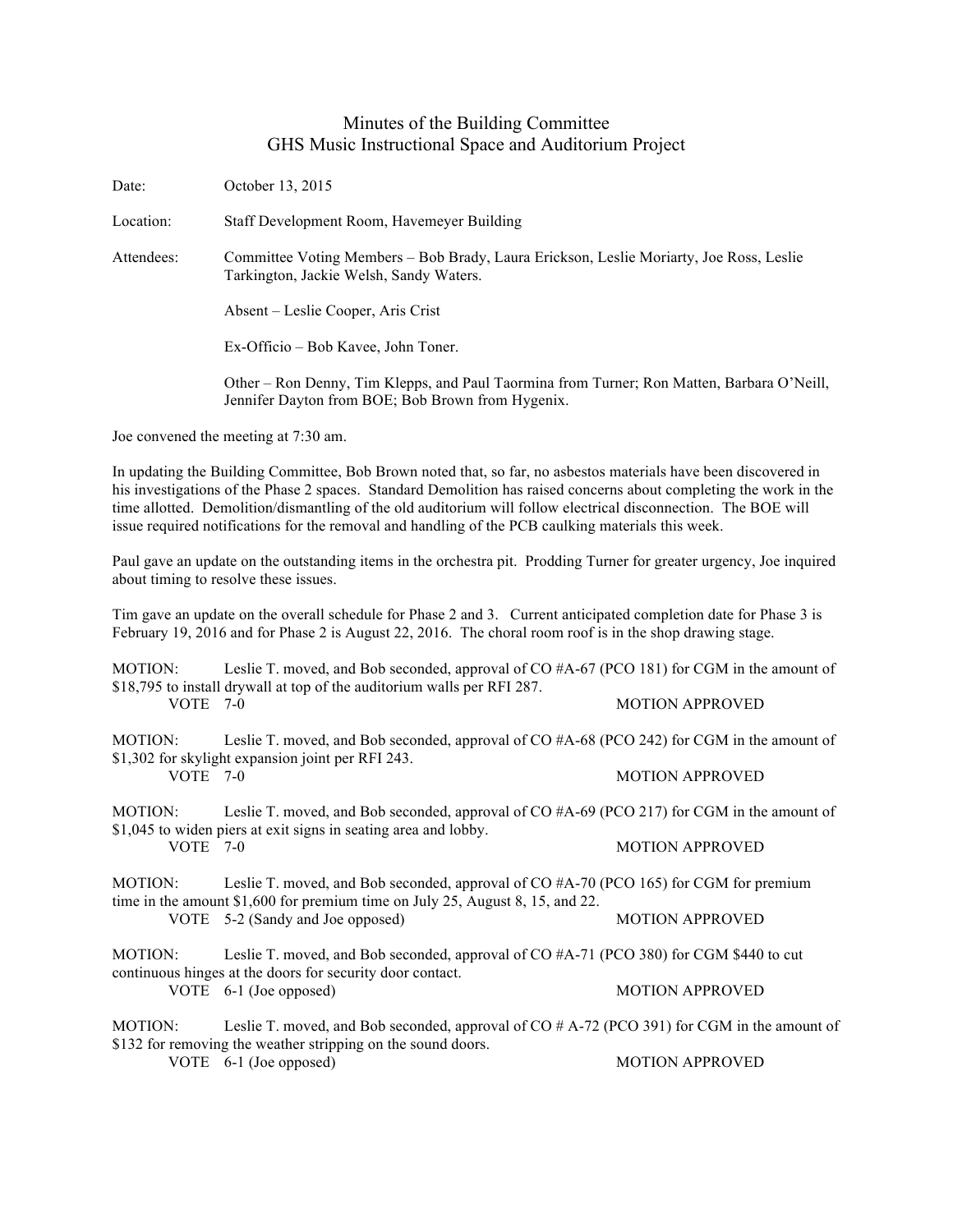# Minutes of the Building Committee
## GHS Music Instructional Space and Auditorium Project

Date: October 13, 2015

Location: Staff Development Room, Havemeyer Building

Attendees: Committee Voting Members – Bob Brady, Laura Erickson, Leslie Moriarty, Joe Ross, Leslie Tarkington, Jackie Welsh, Sandy Waters.

Absent – Leslie Cooper, Aris Crist

Ex-Officio – Bob Kavee, John Toner.

Other – Ron Denny, Tim Klepps, and Paul Taormina from Turner; Ron Matten, Barbara O'Neill, Jennifer Dayton from BOE; Bob Brown from Hygenix.

Joe convened the meeting at 7:30 am.

In updating the Building Committee, Bob Brown noted that, so far, no asbestos materials have been discovered in his investigations of the Phase 2 spaces. Standard Demolition has raised concerns about completing the work in the time allotted. Demolition/dismantling of the old auditorium will follow electrical disconnection. The BOE will issue required notifications for the removal and handling of the PCB caulking materials this week.

Paul gave an update on the outstanding items in the orchestra pit. Prodding Turner for greater urgency, Joe inquired about timing to resolve these issues.

Tim gave an update on the overall schedule for Phase 2 and 3. Current anticipated completion date for Phase 3 is February 19, 2016 and for Phase 2 is August 22, 2016. The choral room roof is in the shop drawing stage.

MOTION: Leslie T. moved, and Bob seconded, approval of CO #A-67 (PCO 181) for CGM in the amount of $18,795 to install drywall at top of the auditorium walls per RFI 287.
VOTE 7-0 MOTION APPROVED

MOTION: Leslie T. moved, and Bob seconded, approval of CO #A-68 (PCO 242) for CGM in the amount of $1,302 for skylight expansion joint per RFI 243.
VOTE 7-0 MOTION APPROVED

MOTION: Leslie T. moved, and Bob seconded, approval of CO #A-69 (PCO 217) for CGM in the amount of $1,045 to widen piers at exit signs in seating area and lobby.
VOTE 7-0 MOTION APPROVED

MOTION: Leslie T. moved, and Bob seconded, approval of CO #A-70 (PCO 165) for CGM for premium time in the amount $1,600 for premium time on July 25, August 8, 15, and 22.
VOTE 5-2 (Sandy and Joe opposed) MOTION APPROVED

MOTION: Leslie T. moved, and Bob seconded, approval of CO #A-71 (PCO 380) for CGM $440 to cut continuous hinges at the doors for security door contact.
VOTE 6-1 (Joe opposed) MOTION APPROVED

MOTION: Leslie T. moved, and Bob seconded, approval of CO # A-72 (PCO 391) for CGM in the amount of $132 for removing the weather stripping on the sound doors.
VOTE 6-1 (Joe opposed) MOTION APPROVED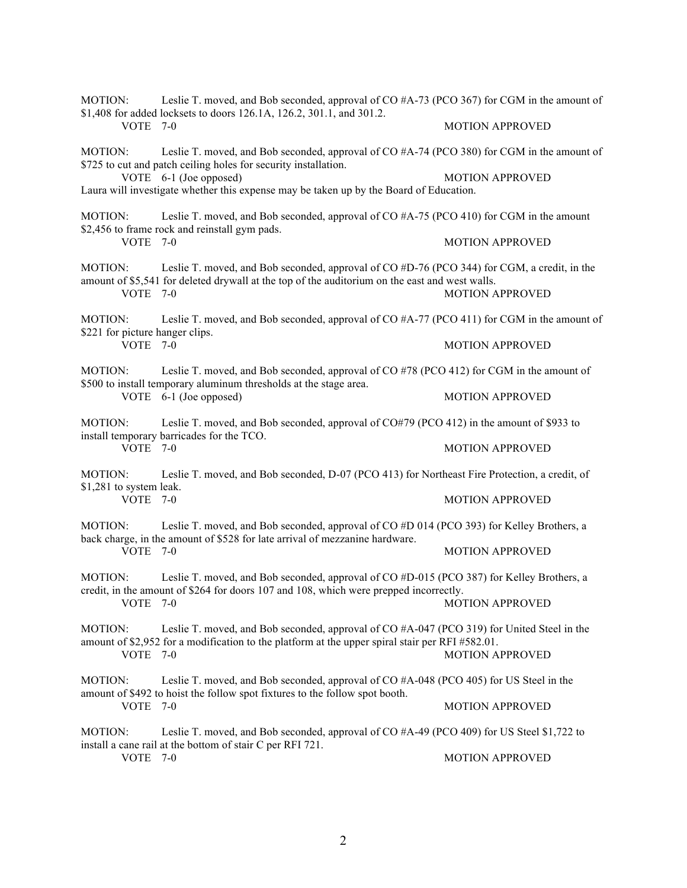MOTION: Leslie T. moved, and Bob seconded, approval of CO #A-73 (PCO 367) for CGM in the amount of $1,408 for added locksets to doors 126.1A, 126.2, 301.1, and 301.2.
VOTE 7-0 MOTION APPROVED

MOTION: Leslie T. moved, and Bob seconded, approval of CO #A-74 (PCO 380) for CGM in the amount of $725 to cut and patch ceiling holes for security installation.
VOTE 6-1 (Joe opposed) MOTION APPROVED
Laura will investigate whether this expense may be taken up by the Board of Education.

MOTION: Leslie T. moved, and Bob seconded, approval of CO #A-75 (PCO 410) for CGM in the amount $2,456 to frame rock and reinstall gym pads.
VOTE 7-0 MOTION APPROVED

MOTION: Leslie T. moved, and Bob seconded, approval of CO #D-76 (PCO 344) for CGM, a credit, in the amount of $5,541 for deleted drywall at the top of the auditorium on the east and west walls.
VOTE 7-0 MOTION APPROVED

MOTION: Leslie T. moved, and Bob seconded, approval of CO #A-77 (PCO 411) for CGM in the amount of $221 for picture hanger clips.
VOTE 7-0 MOTION APPROVED

MOTION: Leslie T. moved, and Bob seconded, approval of CO #78 (PCO 412) for CGM in the amount of $500 to install temporary aluminum thresholds at the stage area.
VOTE 6-1 (Joe opposed) MOTION APPROVED

MOTION: Leslie T. moved, and Bob seconded, approval of CO#79 (PCO 412) in the amount of $933 to install temporary barricades for the TCO.
VOTE 7-0 MOTION APPROVED

MOTION: Leslie T. moved, and Bob seconded, D-07 (PCO 413) for Northeast Fire Protection, a credit, of $1,281 to system leak.
VOTE 7-0 MOTION APPROVED

MOTION: Leslie T. moved, and Bob seconded, approval of CO #D 014 (PCO 393) for Kelley Brothers, a back charge, in the amount of $528 for late arrival of mezzanine hardware.
VOTE 7-0 MOTION APPROVED

MOTION: Leslie T. moved, and Bob seconded, approval of CO #D-015 (PCO 387) for Kelley Brothers, a credit, in the amount of $264 for doors 107 and 108, which were prepped incorrectly.
VOTE 7-0 MOTION APPROVED

MOTION: Leslie T. moved, and Bob seconded, approval of CO #A-047 (PCO 319) for United Steel in the amount of $2,952 for a modification to the platform at the upper spiral stair per RFI #582.01.
VOTE 7-0 MOTION APPROVED

MOTION: Leslie T. moved, and Bob seconded, approval of CO #A-048 (PCO 405) for US Steel in the amount of $492 to hoist the follow spot fixtures to the follow spot booth.
VOTE 7-0 MOTION APPROVED

MOTION: Leslie T. moved, and Bob seconded, approval of CO #A-49 (PCO 409) for US Steel $1,722 to install a cane rail at the bottom of stair C per RFI 721.
VOTE 7-0 MOTION APPROVED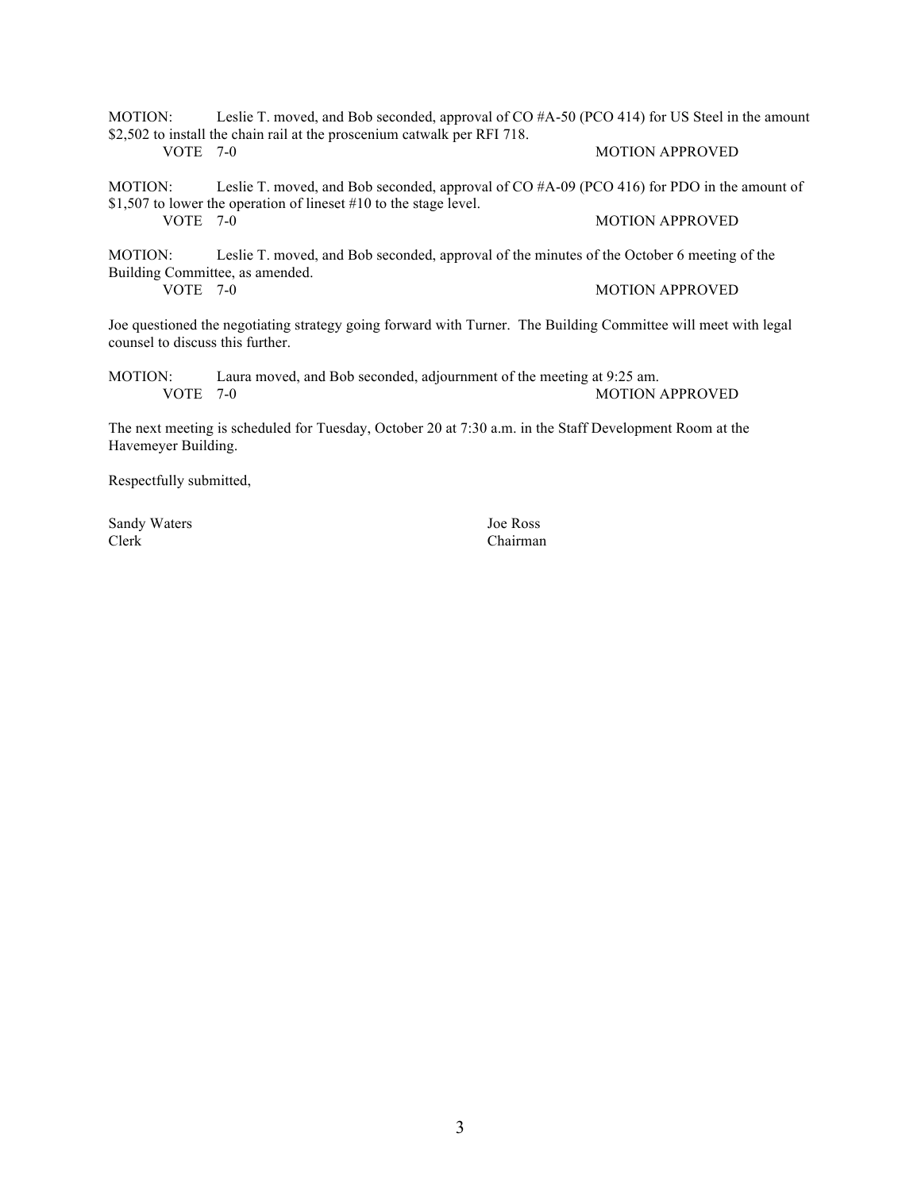MOTION: Leslie T. moved, and Bob seconded, approval of CO #A-50 (PCO 414) for US Steel in the amount $2,502 to install the chain rail at the proscenium catwalk per RFI 718.
VOTE 7-0 MOTION APPROVED

MOTION: Leslie T. moved, and Bob seconded, approval of CO #A-09 (PCO 416) for PDO in the amount of $1,507 to lower the operation of lineset #10 to the stage level.
VOTE 7-0 MOTION APPROVED

MOTION: Leslie T. moved, and Bob seconded, approval of the minutes of the October 6 meeting of the Building Committee, as amended.
VOTE 7-0 MOTION APPROVED

Joe questioned the negotiating strategy going forward with Turner. The Building Committee will meet with legal counsel to discuss this further.

MOTION: Laura moved, and Bob seconded, adjournment of the meeting at 9:25 am.
VOTE 7-0 MOTION APPROVED

The next meeting is scheduled for Tuesday, October 20 at 7:30 a.m. in the Staff Development Room at the Havemeyer Building.

Respectfully submitted,

Sandy Waters
Clerk

Joe Ross
Chairman